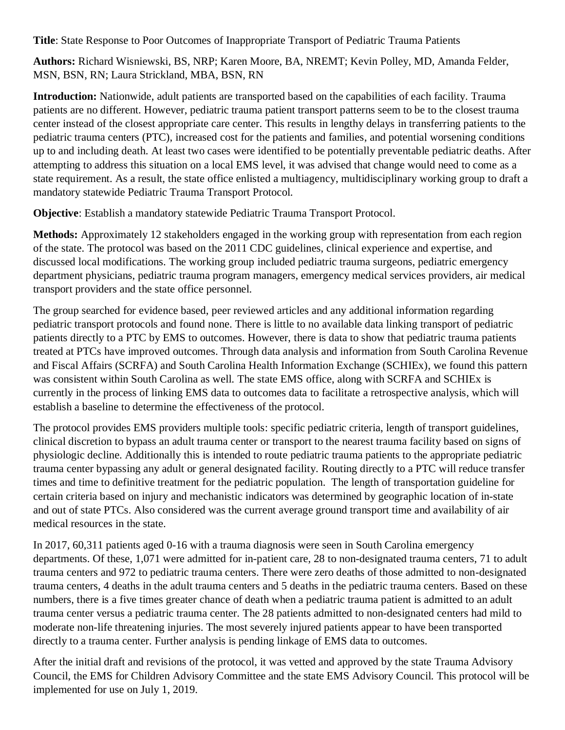**Title**: State Response to Poor Outcomes of Inappropriate Transport of Pediatric Trauma Patients

**Authors:** Richard Wisniewski, BS, NRP; Karen Moore, BA, NREMT; Kevin Polley, MD, Amanda Felder, MSN, BSN, RN; Laura Strickland, MBA, BSN, RN

**Introduction:** Nationwide, adult patients are transported based on the capabilities of each facility. Trauma patients are no different. However, pediatric trauma patient transport patterns seem to be to the closest trauma center instead of the closest appropriate care center. This results in lengthy delays in transferring patients to the pediatric trauma centers (PTC), increased cost for the patients and families, and potential worsening conditions up to and including death. At least two cases were identified to be potentially preventable pediatric deaths. After attempting to address this situation on a local EMS level, it was advised that change would need to come as a state requirement. As a result, the state office enlisted a multiagency, multidisciplinary working group to draft a mandatory statewide Pediatric Trauma Transport Protocol.

**Objective**: Establish a mandatory statewide Pediatric Trauma Transport Protocol.

**Methods:** Approximately 12 stakeholders engaged in the working group with representation from each region of the state. The protocol was based on the 2011 CDC guidelines, clinical experience and expertise, and discussed local modifications. The working group included pediatric trauma surgeons, pediatric emergency department physicians, pediatric trauma program managers, emergency medical services providers, air medical transport providers and the state office personnel.

The group searched for evidence based, peer reviewed articles and any additional information regarding pediatric transport protocols and found none. There is little to no available data linking transport of pediatric patients directly to a PTC by EMS to outcomes. However, there is data to show that pediatric trauma patients treated at PTCs have improved outcomes. Through data analysis and information from South Carolina Revenue and Fiscal Affairs (SCRFA) and South Carolina Health Information Exchange (SCHIEx), we found this pattern was consistent within South Carolina as well. The state EMS office, along with SCRFA and SCHIEx is currently in the process of linking EMS data to outcomes data to facilitate a retrospective analysis, which will establish a baseline to determine the effectiveness of the protocol.

The protocol provides EMS providers multiple tools: specific pediatric criteria, length of transport guidelines, clinical discretion to bypass an adult trauma center or transport to the nearest trauma facility based on signs of physiologic decline. Additionally this is intended to route pediatric trauma patients to the appropriate pediatric trauma center bypassing any adult or general designated facility. Routing directly to a PTC will reduce transfer times and time to definitive treatment for the pediatric population. The length of transportation guideline for certain criteria based on injury and mechanistic indicators was determined by geographic location of in-state and out of state PTCs. Also considered was the current average ground transport time and availability of air medical resources in the state.

In 2017, 60,311 patients aged 0-16 with a trauma diagnosis were seen in South Carolina emergency departments. Of these, 1,071 were admitted for in-patient care, 28 to non-designated trauma centers, 71 to adult trauma centers and 972 to pediatric trauma centers. There were zero deaths of those admitted to non-designated trauma centers, 4 deaths in the adult trauma centers and 5 deaths in the pediatric trauma centers. Based on these numbers, there is a five times greater chance of death when a pediatric trauma patient is admitted to an adult trauma center versus a pediatric trauma center. The 28 patients admitted to non-designated centers had mild to moderate non-life threatening injuries. The most severely injured patients appear to have been transported directly to a trauma center. Further analysis is pending linkage of EMS data to outcomes.

After the initial draft and revisions of the protocol, it was vetted and approved by the state Trauma Advisory Council, the EMS for Children Advisory Committee and the state EMS Advisory Council. This protocol will be implemented for use on July 1, 2019.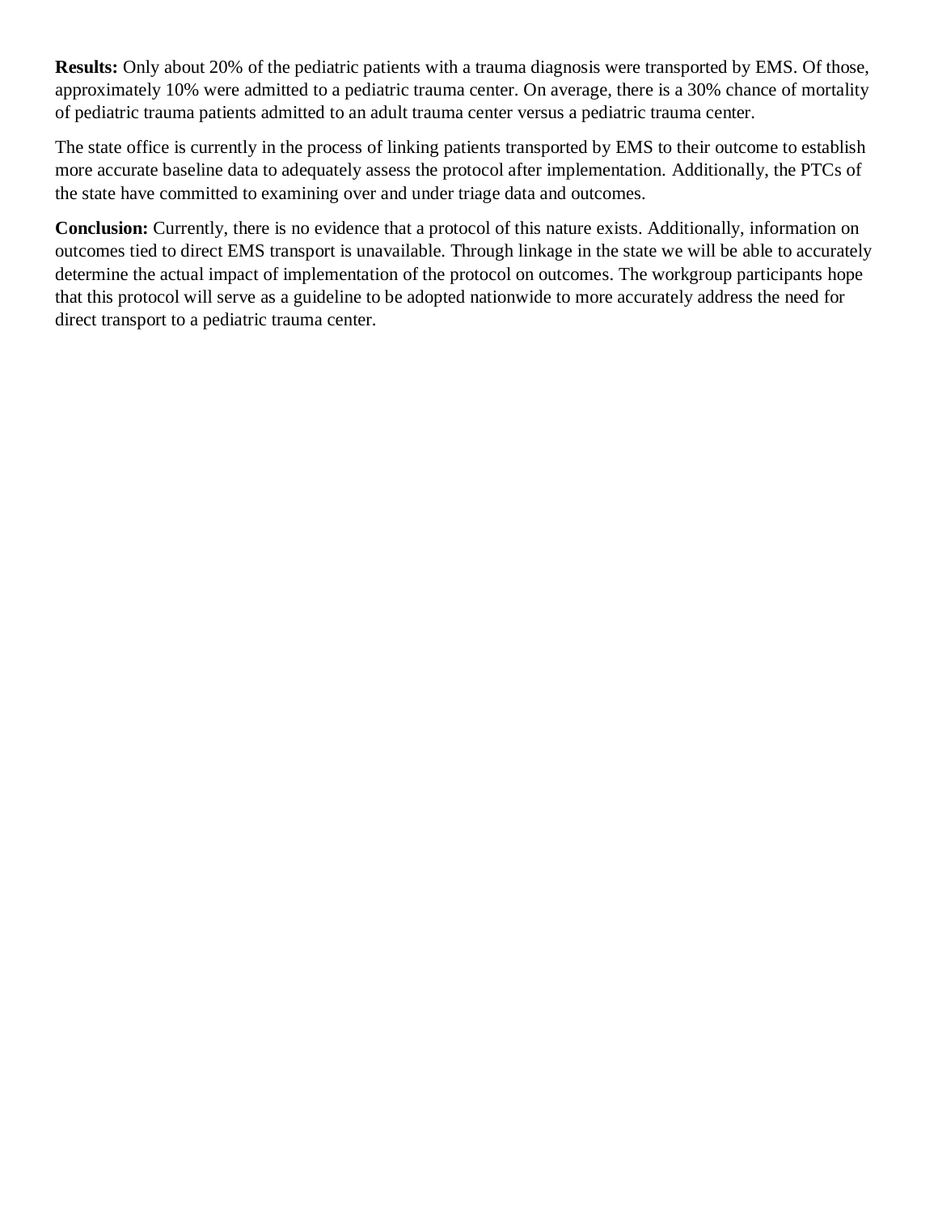**Results:** Only about 20% of the pediatric patients with a trauma diagnosis were transported by EMS. Of those, approximately 10% were admitted to a pediatric trauma center. On average, there is a 30% chance of mortality of pediatric trauma patients admitted to an adult trauma center versus a pediatric trauma center.

The state office is currently in the process of linking patients transported by EMS to their outcome to establish more accurate baseline data to adequately assess the protocol after implementation. Additionally, the PTCs of the state have committed to examining over and under triage data and outcomes.

**Conclusion:** Currently, there is no evidence that a protocol of this nature exists. Additionally, information on outcomes tied to direct EMS transport is unavailable. Through linkage in the state we will be able to accurately determine the actual impact of implementation of the protocol on outcomes. The workgroup participants hope that this protocol will serve as a guideline to be adopted nationwide to more accurately address the need for direct transport to a pediatric trauma center.